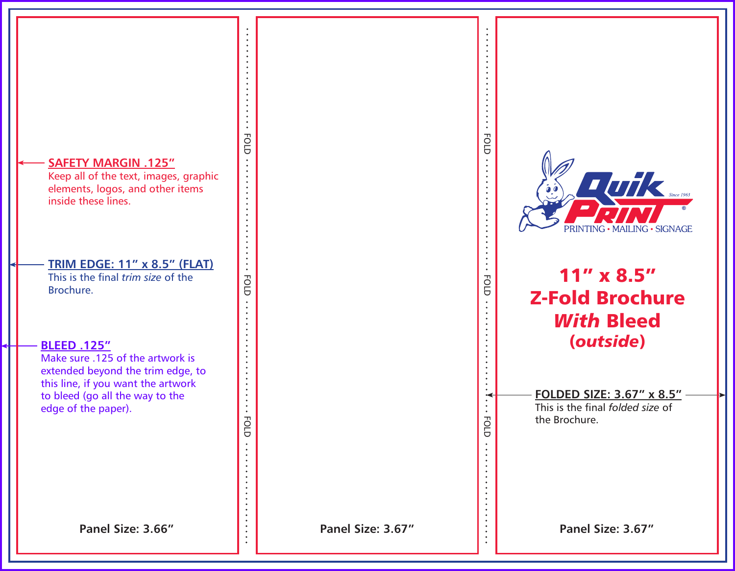**SAFETY MARGIN .125"**
Keep all of the text, images, graphic elements, logos, and other items inside these lines.

**TRIM EDGE: 11" x 8.5" (FLAT)**
This is the final *trim size* of the Brochure.

**BLEED .125"**
Make sure .125 of the artwork is extended beyond the trim edge, to this line, if you want the artwork to bleed (go all the way to the edge of the paper).

**Panel Size: 3.66"**

FOLD

FOLD

FOLD

**Panel Size: 3.67"**

FOLD

FOLD

FOLD

Quik Print Since 1963
PRINTING • MAILING • SIGNAGE

# 11" x 8.5" Z-Fold Brochure *With* Bleed (*outside*)

**FOLDED SIZE: 3.67" x 8.5"**
This is the final *folded size* of the Brochure.

**Panel Size: 3.67"**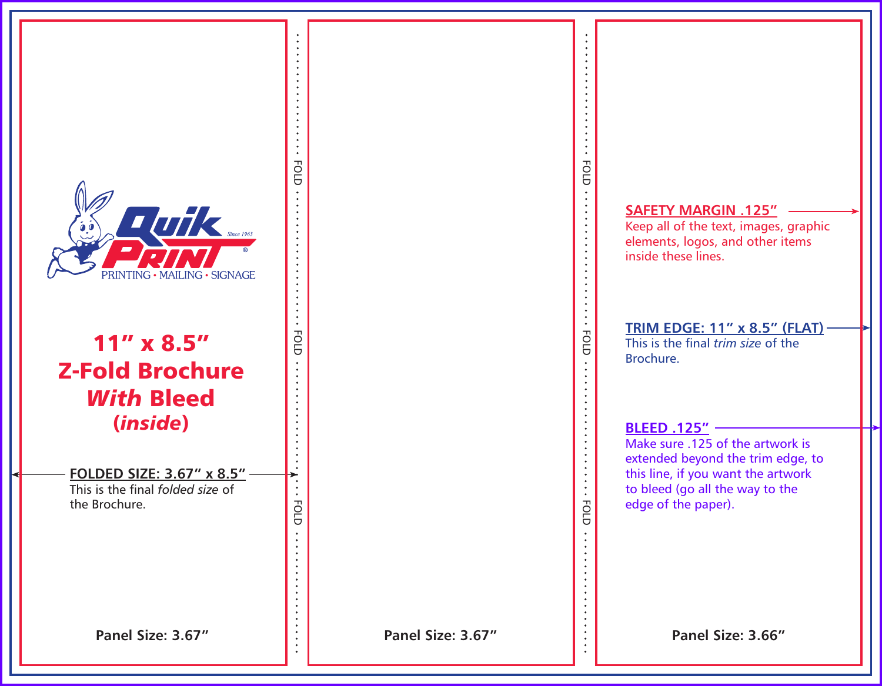Quik Print
Since 1963
PRINTING • MAILING • SIGNAGE

# 11" x 8.5"
# Z-Fold Brochure
# *With* Bleed
## (*inside*)

**FOLDED SIZE: 3.67" x 8.5"**
This is the final *folded size* of the Brochure.

**Panel Size: 3.67"**

FOLD

**Panel Size: 3.67"**

FOLD

**SAFETY MARGIN .125"**
Keep all of the text, images, graphic elements, logos, and other items inside these lines.

**TRIM EDGE: 11" x 8.5" (FLAT)**
This is the final *trim size* of the Brochure.

**BLEED .125"**
Make sure .125 of the artwork is extended beyond the trim edge, to this line, if you want the artwork to bleed (go all the way to the edge of the paper).

**Panel Size: 3.66"**